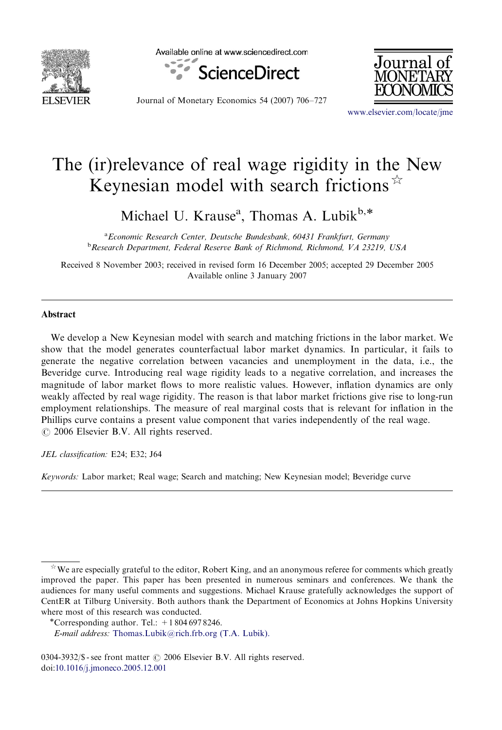# The (ir)relevance of real wage rigidity in the New Keynesian model with search frictions ☆

Michael U. Krause[a], Thomas A. Lubik[b,*]

[a] Economic Research Center, Deutsche Bundesbank, 60431 Frankfurt, Germany
[b] Research Department, Federal Reserve Bank of Richmond, Richmond, VA 23219, USA

Received 8 November 2003; received in revised form 16 December 2005; accepted 29 December 2005
Available online 3 January 2007

## Abstract

We develop a New Keynesian model with search and matching frictions in the labor market. We show that the model generates counterfactual labor market dynamics. In particular, it fails to generate the negative correlation between vacancies and unemployment in the data, i.e., the Beveridge curve. Introducing real wage rigidity leads to a negative correlation, and increases the magnitude of labor market flows to more realistic values. However, inflation dynamics are only weakly affected by real wage rigidity. The reason is that labor market frictions give rise to long-run employment relationships. The measure of real marginal costs that is relevant for inflation in the Phillips curve contains a present value component that varies independently of the real wage.
© 2006 Elsevier B.V. All rights reserved.

*JEL classification:* E24; E32; J64

*Keywords:* Labor market; Real wage; Search and matching; New Keynesian model; Beveridge curve

---

☆ We are especially grateful to the editor, Robert King, and an anonymous referee for comments which greatly improved the paper. This paper has been presented in numerous seminars and conferences. We thank the audiences for many useful comments and suggestions. Michael Krause gratefully acknowledges the support of CentER at Tilburg University. Both authors thank the Department of Economics at Johns Hopkins University where most of this research was conducted.

*Corresponding author. Tel.: +1 804 697 8246.
*E-mail address:* Thomas.Lubik@rich.frb.org (T.A. Lubik).

0304-3932/$ - see front matter © 2006 Elsevier B.V. All rights reserved.
doi:10.1016/j.jmoneco.2005.12.001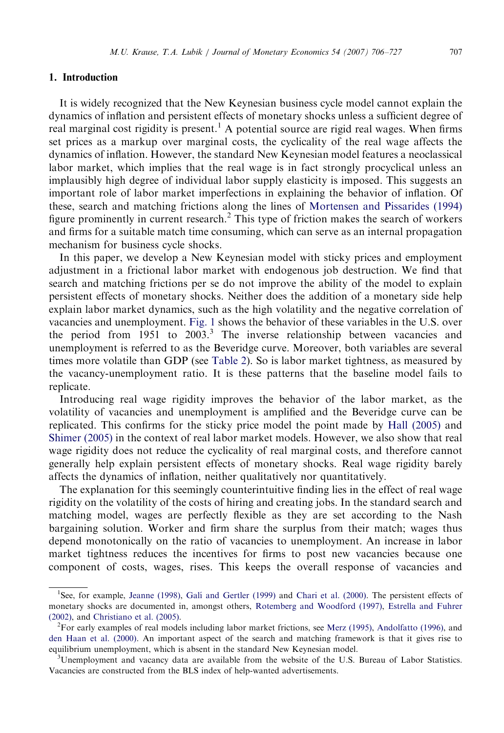## 1. Introduction

It is widely recognized that the New Keynesian business cycle model cannot explain the dynamics of inflation and persistent effects of monetary shocks unless a sufficient degree of real marginal cost rigidity is present.[1] A potential source are rigid real wages. When firms set prices as a markup over marginal costs, the cyclicality of the real wage affects the dynamics of inflation. However, the standard New Keynesian model features a neoclassical labor market, which implies that the real wage is in fact strongly procyclical unless an implausibly high degree of individual labor supply elasticity is imposed. This suggests an important role of labor market imperfections in explaining the behavior of inflation. Of these, search and matching frictions along the lines of Mortensen and Pissarides (1994) figure prominently in current research.[2] This type of friction makes the search of workers and firms for a suitable match time consuming, which can serve as an internal propagation mechanism for business cycle shocks.

In this paper, we develop a New Keynesian model with sticky prices and employment adjustment in a frictional labor market with endogenous job destruction. We find that search and matching frictions per se do not improve the ability of the model to explain persistent effects of monetary shocks. Neither does the addition of a monetary side help explain labor market dynamics, such as the high volatility and the negative correlation of vacancies and unemployment. Fig. 1 shows the behavior of these variables in the U.S. over the period from 1951 to 2003.[3] The inverse relationship between vacancies and unemployment is referred to as the Beveridge curve. Moreover, both variables are several times more volatile than GDP (see Table 2). So is labor market tightness, as measured by the vacancy-unemployment ratio. It is these patterns that the baseline model fails to replicate.

Introducing real wage rigidity improves the behavior of the labor market, as the volatility of vacancies and unemployment is amplified and the Beveridge curve can be replicated. This confirms for the sticky price model the point made by Hall (2005) and Shimer (2005) in the context of real labor market models. However, we also show that real wage rigidity does not reduce the cyclicality of real marginal costs, and therefore cannot generally help explain persistent effects of monetary shocks. Real wage rigidity barely affects the dynamics of inflation, neither qualitatively nor quantitatively.

The explanation for this seemingly counterintuitive finding lies in the effect of real wage rigidity on the volatility of the costs of hiring and creating jobs. In the standard search and matching model, wages are perfectly flexible as they are set according to the Nash bargaining solution. Worker and firm share the surplus from their match; wages thus depend monotonically on the ratio of vacancies to unemployment. An increase in labor market tightness reduces the incentives for firms to post new vacancies because one component of costs, wages, rises. This keeps the overall response of vacancies and

[1] See, for example, Jeanne (1998), Galí and Gertler (1999) and Chari et al. (2000). The persistent effects of monetary shocks are documented in, amongst others, Rotemberg and Woodford (1997), Estrella and Fuhrer (2002), and Christiano et al. (2005).

[2] For early examples of real models including labor market frictions, see Merz (1995), Andolfatto (1996), and den Haan et al. (2000). An important aspect of the search and matching framework is that it gives rise to equilibrium unemployment, which is absent in the standard New Keynesian model.

[3] Unemployment and vacancy data are available from the website of the U.S. Bureau of Labor Statistics. Vacancies are constructed from the BLS index of help-wanted advertisements.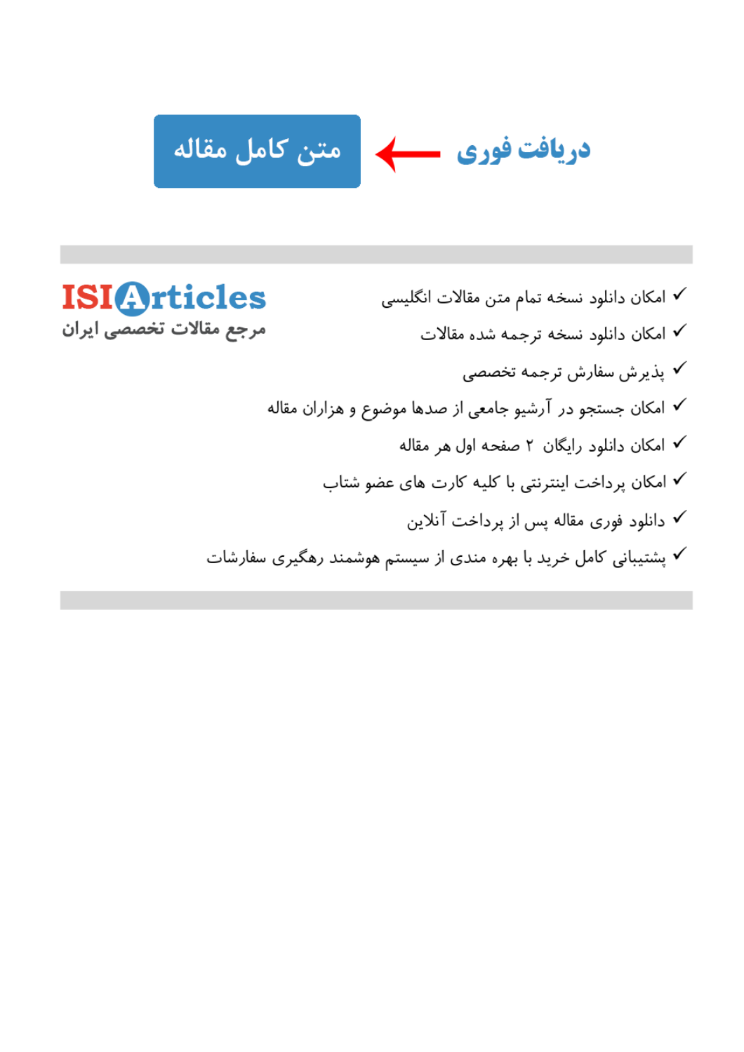دریافت فوری ← **متن کامل مقاله**

**ISIArticles**
مرجع مقالات تخصصی ایران

- ✓ امکان دانلود نسخه تمام متن مقالات انگلیسی
- ✓ امکان دانلود نسخه ترجمه شده مقالات
- ✓ پذیرش سفارش ترجمه تخصصی
- ✓ امکان جستجو در آرشیو جامعی از صدها موضوع و هزاران مقاله
- ✓ امکان دانلود رایگان ۲ صفحه اول هر مقاله
- ✓ امکان پرداخت اینترنتی با کلیه کارت های عضو شتاب
- ✓ دانلود فوری مقاله پس از پرداخت آنلاین
- ✓ پشتیبانی کامل خرید با بهره مندی از سیستم هوشمند رهگیری سفارشات